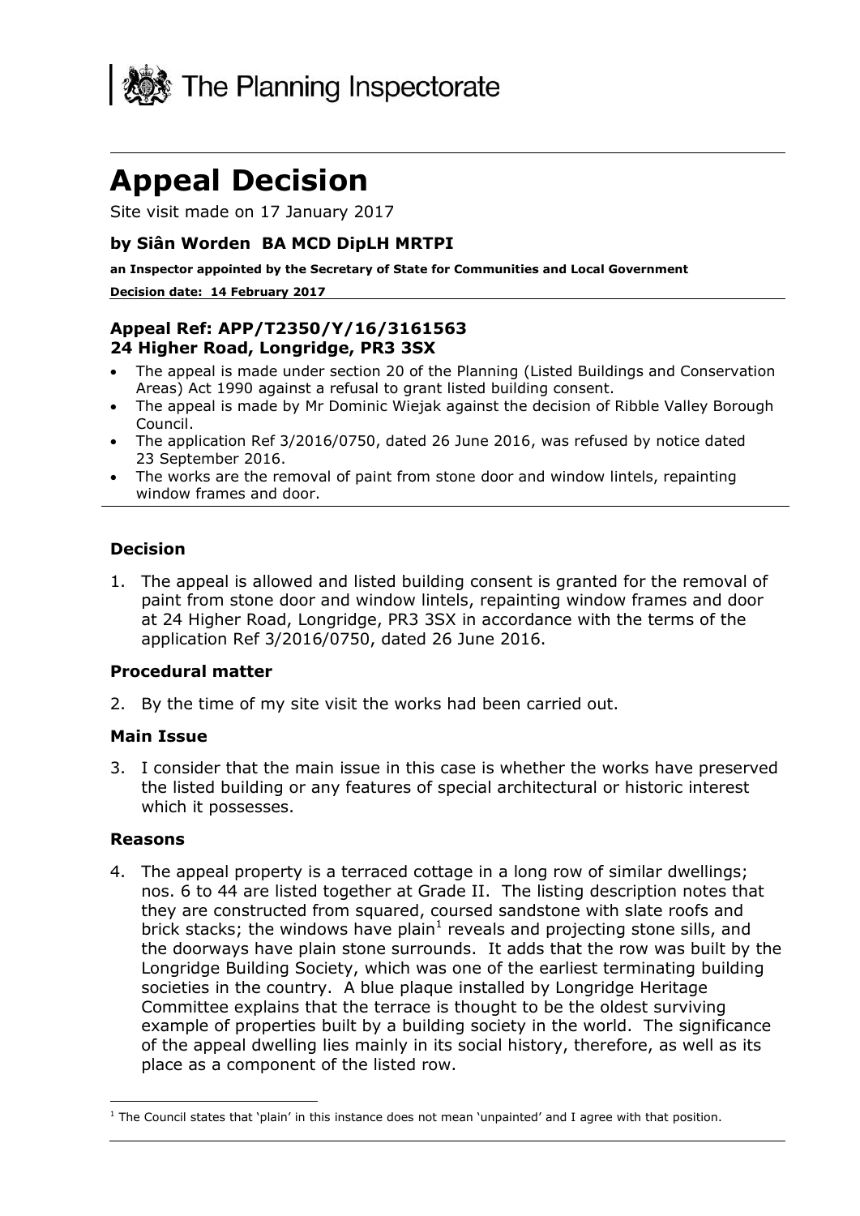The Planning Inspectorate

# Appeal Decision

Site visit made on 17 January 2017

### by Siân Worden BA MCD DipLH MRTPI

**an Inspector appointed by the Secretary of State for Communities and Local Government**

**Decision date: 14 February 2017**

### Appeal Ref: APP/T2350/Y/16/3161563
### 24 Higher Road, Longridge, PR3 3SX

- The appeal is made under section 20 of the Planning (Listed Buildings and Conservation Areas) Act 1990 against a refusal to grant listed building consent.
- The appeal is made by Mr Dominic Wiejak against the decision of Ribble Valley Borough Council.
- The application Ref 3/2016/0750, dated 26 June 2016, was refused by notice dated 23 September 2016.
- The works are the removal of paint from stone door and window lintels, repainting window frames and door.

### Decision

1. The appeal is allowed and listed building consent is granted for the removal of paint from stone door and window lintels, repainting window frames and door at 24 Higher Road, Longridge, PR3 3SX in accordance with the terms of the application Ref 3/2016/0750, dated 26 June 2016.

### Procedural matter

2. By the time of my site visit the works had been carried out.

### Main Issue

3. I consider that the main issue in this case is whether the works have preserved the listed building or any features of special architectural or historic interest which it possesses.

### Reasons

4. The appeal property is a terraced cottage in a long row of similar dwellings; nos. 6 to 44 are listed together at Grade II. The listing description notes that they are constructed from squared, coursed sandstone with slate roofs and brick stacks; the windows have plain[1] reveals and projecting stone sills, and the doorways have plain stone surrounds. It adds that the row was built by the Longridge Building Society, which was one of the earliest terminating building societies in the country. A blue plaque installed by Longridge Heritage Committee explains that the terrace is thought to be the oldest surviving example of properties built by a building society in the world. The significance of the appeal dwelling lies mainly in its social history, therefore, as well as its place as a component of the listed row.

[1] The Council states that 'plain' in this instance does not mean 'unpainted' and I agree with that position.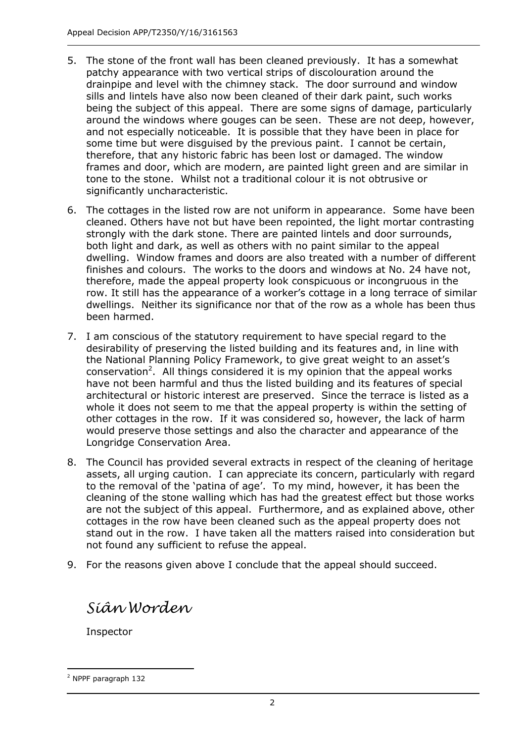5. The stone of the front wall has been cleaned previously. It has a somewhat patchy appearance with two vertical strips of discolouration around the drainpipe and level with the chimney stack. The door surround and window sills and lintels have also now been cleaned of their dark paint, such works being the subject of this appeal. There are some signs of damage, particularly around the windows where gouges can be seen. These are not deep, however, and not especially noticeable. It is possible that they have been in place for some time but were disguised by the previous paint. I cannot be certain, therefore, that any historic fabric has been lost or damaged. The window frames and door, which are modern, are painted light green and are similar in tone to the stone. Whilst not a traditional colour it is not obtrusive or significantly uncharacteristic.

6. The cottages in the listed row are not uniform in appearance. Some have been cleaned. Others have not but have been repointed, the light mortar contrasting strongly with the dark stone. There are painted lintels and door surrounds, both light and dark, as well as others with no paint similar to the appeal dwelling. Window frames and doors are also treated with a number of different finishes and colours. The works to the doors and windows at No. 24 have not, therefore, made the appeal property look conspicuous or incongruous in the row. It still has the appearance of a worker's cottage in a long terrace of similar dwellings. Neither its significance nor that of the row as a whole has been thus been harmed.

7. I am conscious of the statutory requirement to have special regard to the desirability of preserving the listed building and its features and, in line with the National Planning Policy Framework, to give great weight to an asset's conservation[2]. All things considered it is my opinion that the appeal works have not been harmful and thus the listed building and its features of special architectural or historic interest are preserved. Since the terrace is listed as a whole it does not seem to me that the appeal property is within the setting of other cottages in the row. If it was considered so, however, the lack of harm would preserve those settings and also the character and appearance of the Longridge Conservation Area.

8. The Council has provided several extracts in respect of the cleaning of heritage assets, all urging caution. I can appreciate its concern, particularly with regard to the removal of the 'patina of age'. To my mind, however, it has been the cleaning of the stone walling which has had the greatest effect but those works are not the subject of this appeal. Furthermore, and as explained above, other cottages in the row have been cleaned such as the appeal property does not stand out in the row. I have taken all the matters raised into consideration but not found any sufficient to refuse the appeal.

9. For the reasons given above I conclude that the appeal should succeed.

*Siân Worden*

Inspector

---

[2] NPPF paragraph 132